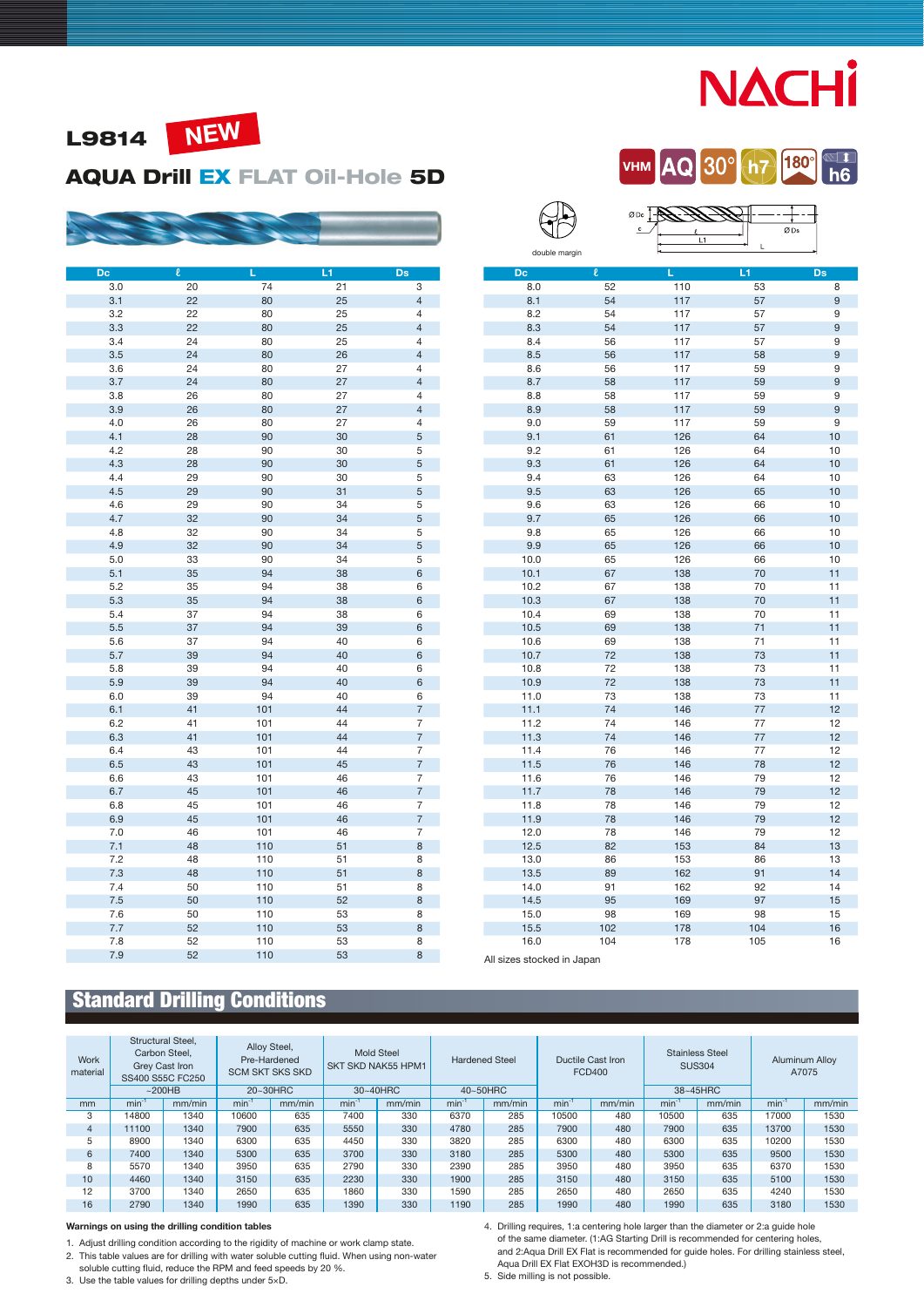NACHI

# L9814 NEW

## AQUA Drill EX FLAT Oil-Hole 5D

VHM AQ 30° h7 180° h6

double margin

| Dc | ℓ | L | L1 | Ds |
|---|---|---|---|---|
| 3.0 | 20 | 74 | 21 | 3 |
| 3.1 | 22 | 80 | 25 | 4 |
| 3.2 | 22 | 80 | 25 | 4 |
| 3.3 | 22 | 80 | 25 | 4 |
| 3.4 | 24 | 80 | 25 | 4 |
| 3.5 | 24 | 80 | 26 | 4 |
| 3.6 | 24 | 80 | 27 | 4 |
| 3.7 | 24 | 80 | 27 | 4 |
| 3.8 | 26 | 80 | 27 | 4 |
| 3.9 | 26 | 80 | 27 | 4 |
| 4.0 | 26 | 80 | 27 | 4 |
| 4.1 | 28 | 90 | 30 | 5 |
| 4.2 | 28 | 90 | 30 | 5 |
| 4.3 | 28 | 90 | 30 | 5 |
| 4.4 | 29 | 90 | 30 | 5 |
| 4.5 | 29 | 90 | 31 | 5 |
| 4.6 | 29 | 90 | 34 | 5 |
| 4.7 | 32 | 90 | 34 | 5 |
| 4.8 | 32 | 90 | 34 | 5 |
| 4.9 | 32 | 90 | 34 | 5 |
| 5.0 | 33 | 90 | 34 | 5 |
| 5.1 | 35 | 94 | 38 | 6 |
| 5.2 | 35 | 94 | 38 | 6 |
| 5.3 | 35 | 94 | 38 | 6 |
| 5.4 | 37 | 94 | 38 | 6 |
| 5.5 | 37 | 94 | 39 | 6 |
| 5.6 | 37 | 94 | 40 | 6 |
| 5.7 | 39 | 94 | 40 | 6 |
| 5.8 | 39 | 94 | 40 | 6 |
| 5.9 | 39 | 94 | 40 | 6 |
| 6.0 | 39 | 94 | 40 | 6 |
| 6.1 | 41 | 101 | 44 | 7 |
| 6.2 | 41 | 101 | 44 | 7 |
| 6.3 | 41 | 101 | 44 | 7 |
| 6.4 | 43 | 101 | 44 | 7 |
| 6.5 | 43 | 101 | 45 | 7 |
| 6.6 | 43 | 101 | 46 | 7 |
| 6.7 | 45 | 101 | 46 | 7 |
| 6.8 | 45 | 101 | 46 | 7 |
| 6.9 | 45 | 101 | 46 | 7 |
| 7.0 | 46 | 101 | 46 | 7 |
| 7.1 | 48 | 110 | 51 | 8 |
| 7.2 | 48 | 110 | 51 | 8 |
| 7.3 | 48 | 110 | 51 | 8 |
| 7.4 | 50 | 110 | 51 | 8 |
| 7.5 | 50 | 110 | 52 | 8 |
| 7.6 | 50 | 110 | 53 | 8 |
| 7.7 | 52 | 110 | 53 | 8 |
| 7.8 | 52 | 110 | 53 | 8 |
| 7.9 | 52 | 110 | 53 | 8 |

| Dc | ℓ | L | L1 | Ds |
|---|---|---|---|---|
| 8.0 | 52 | 110 | 53 | 8 |
| 8.1 | 54 | 117 | 57 | 9 |
| 8.2 | 54 | 117 | 57 | 9 |
| 8.3 | 54 | 117 | 57 | 9 |
| 8.4 | 56 | 117 | 57 | 9 |
| 8.5 | 56 | 117 | 58 | 9 |
| 8.6 | 56 | 117 | 59 | 9 |
| 8.7 | 58 | 117 | 59 | 9 |
| 8.8 | 58 | 117 | 59 | 9 |
| 8.9 | 58 | 117 | 59 | 9 |
| 9.0 | 59 | 117 | 59 | 9 |
| 9.1 | 61 | 126 | 64 | 10 |
| 9.2 | 61 | 126 | 64 | 10 |
| 9.3 | 61 | 126 | 64 | 10 |
| 9.4 | 63 | 126 | 64 | 10 |
| 9.5 | 63 | 126 | 65 | 10 |
| 9.6 | 63 | 126 | 66 | 10 |
| 9.7 | 65 | 126 | 66 | 10 |
| 9.8 | 65 | 126 | 66 | 10 |
| 9.9 | 65 | 126 | 66 | 10 |
| 10.0 | 65 | 126 | 66 | 10 |
| 10.1 | 67 | 138 | 70 | 11 |
| 10.2 | 67 | 138 | 70 | 11 |
| 10.3 | 67 | 138 | 70 | 11 |
| 10.4 | 69 | 138 | 70 | 11 |
| 10.5 | 69 | 138 | 71 | 11 |
| 10.6 | 69 | 138 | 71 | 11 |
| 10.7 | 72 | 138 | 73 | 11 |
| 10.8 | 72 | 138 | 73 | 11 |
| 10.9 | 72 | 138 | 73 | 11 |
| 11.0 | 73 | 138 | 73 | 11 |
| 11.1 | 74 | 146 | 77 | 12 |
| 11.2 | 74 | 146 | 77 | 12 |
| 11.3 | 74 | 146 | 77 | 12 |
| 11.4 | 76 | 146 | 77 | 12 |
| 11.5 | 76 | 146 | 78 | 12 |
| 11.6 | 76 | 146 | 79 | 12 |
| 11.7 | 78 | 146 | 79 | 12 |
| 11.8 | 78 | 146 | 79 | 12 |
| 11.9 | 78 | 146 | 79 | 12 |
| 12.0 | 78 | 146 | 79 | 12 |
| 12.5 | 82 | 153 | 84 | 13 |
| 13.0 | 86 | 153 | 86 | 13 |
| 13.5 | 89 | 162 | 91 | 14 |
| 14.0 | 91 | 162 | 92 | 14 |
| 14.5 | 95 | 169 | 97 | 15 |
| 15.0 | 98 | 169 | 98 | 15 |
| 15.5 | 102 | 178 | 104 | 16 |
| 16.0 | 104 | 178 | 105 | 16 |

All sizes stocked in Japan

## Standard Drilling Conditions

| Work material | Structural Steel, Carbon Steel, Grey Cast Iron SS400 S55C FC250 | | Alloy Steel, Pre-Hardened SCM SKT SKS SKD | | Mold Steel SKT SKD NAK55 HPM1 | | Hardened Steel | | Ductile Cast Iron FCD400 | | Stainless Steel SUS304 | | Aluminum Alloy A7075 | |
|---|---|---|---|---|---|---|---|---|---|---|---|---|---|---|
| | ~200HB | | 20~30HRC | | 30~40HRC | | 40~50HRC | | | | 38~45HRC | | | |
| mm | $min^{-1}$ | mm/min | $min^{-1}$ | mm/min | $min^{-1}$ | mm/min | $min^{-1}$ | mm/min | $min^{-1}$ | mm/min | $min^{-1}$ | mm/min | $min^{-1}$ | mm/min |
| 3 | 14800 | 1340 | 10600 | 635 | 7400 | 330 | 6370 | 285 | 10500 | 480 | 10500 | 635 | 17000 | 1530 |
| 4 | 11100 | 1340 | 7900 | 635 | 5550 | 330 | 4780 | 285 | 7900 | 480 | 7900 | 635 | 13700 | 1530 |
| 5 | 8900 | 1340 | 6300 | 635 | 4450 | 330 | 3820 | 285 | 6300 | 480 | 6300 | 635 | 10200 | 1530 |
| 6 | 7400 | 1340 | 5300 | 635 | 3700 | 330 | 3180 | 285 | 5300 | 480 | 5300 | 635 | 9500 | 1530 |
| 8 | 5570 | 1340 | 3950 | 635 | 2790 | 330 | 2390 | 285 | 3950 | 480 | 3950 | 635 | 6370 | 1530 |
| 10 | 4460 | 1340 | 3150 | 635 | 2230 | 330 | 1900 | 285 | 3150 | 480 | 3150 | 635 | 5100 | 1530 |
| 12 | 3700 | 1340 | 2650 | 635 | 1860 | 330 | 1590 | 285 | 2650 | 480 | 2650 | 635 | 4240 | 1530 |
| 16 | 2790 | 1340 | 1990 | 635 | 1390 | 330 | 1190 | 285 | 1990 | 480 | 1990 | 635 | 3180 | 1530 |

**Warnings on using the drilling condition tables**

1. Adjust drilling condition according to the rigidity of machine or work clamp state.
2. This table values are for drilling with water soluble cutting fluid. When using non-water soluble cutting fluid, reduce the RPM and feed speeds by 20 %.
3. Use the table values for drilling depths under 5×D.
4. Drilling requires, 1:a centering hole larger than the diameter or 2:a guide hole of the same diameter. (1:AG Starting Drill is recommended for centering holes, and 2:Aqua Drill EX Flat is recommended for guide holes. For drilling stainless steel, Aqua Drill EX Flat EXOH3D is recommended.)
5. Side milling is not possible.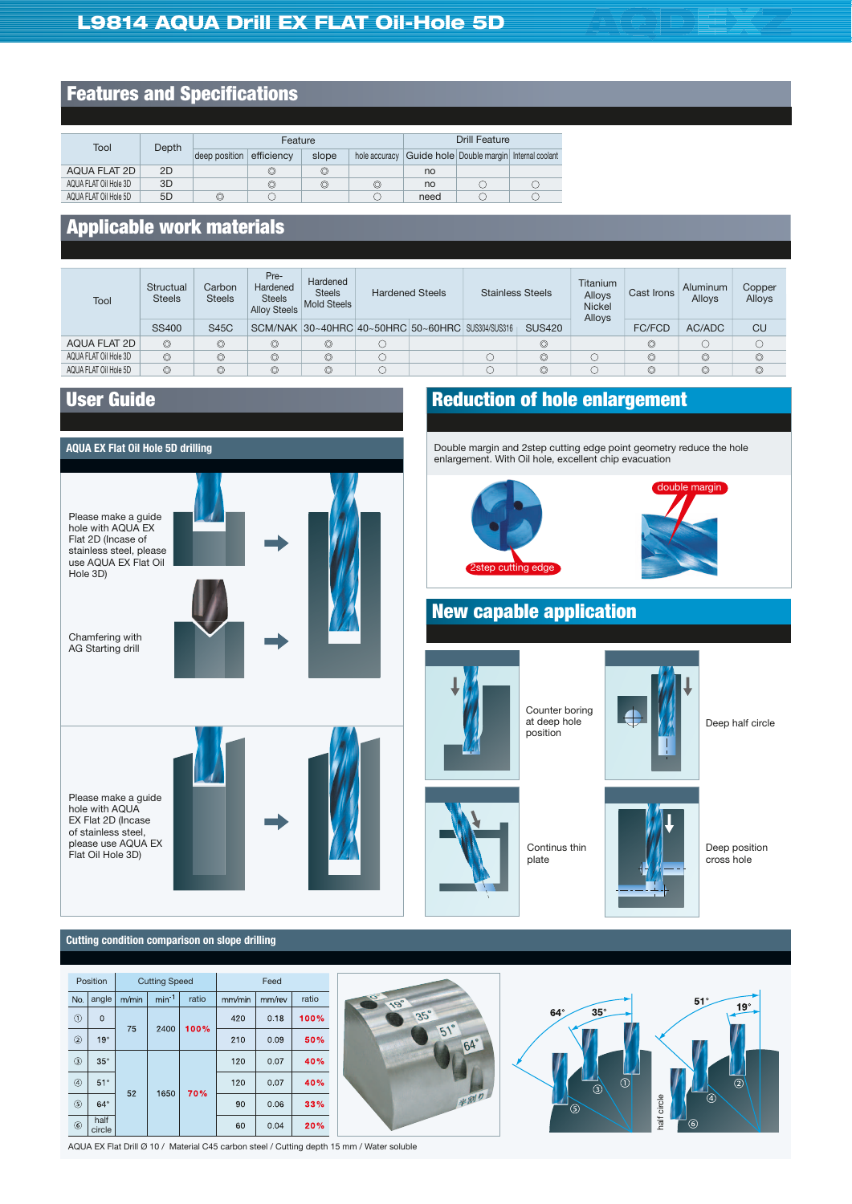# L9814 AQUA Drill EX FLAT Oil-Hole 5D

## Features and Specifications

| Tool | Depth | Feature | | | | Drill Feature | | |
|---|---|---|---|---|---|---|---|---|
| | | deep position | efficiency | slope | hole accuracy | Guide hole | Double margin | Internal coolant |
| AQUA FLAT 2D | 2D | | ◎ | ◎ | | no | | |
| AQUA FLAT Oil Hole 3D | 3D | | ◎ | ◎ | ◎ | no | ○ | ○ |
| AQUA FLAT Oil Hole 5D | 5D | ◎ | ○ | | ○ | need | ○ | ○ |

## Applicable work materials

| Tool | Structual Steels | Carbon Steels | Pre-Hardened Steels Alloy Steels | Hardened Steels Mold Steels | Hardened Steels | | Stainless Steels | | Titanium Alloys Nickel Alloys | Cast Irons | Aluminum Alloys | Copper Alloys |
|---|---|---|---|---|---|---|---|---|---|---|---|---|
| | SS400 | S45C | SCM/NAK | 30~40HRC | 40~50HRC | 50~60HRC | SUS304/SUS316 | SUS420 | | FC/FCD | AC/ADC | CU |
| AQUA FLAT 2D | ◎ | ◎ | ◎ | ◎ | ○ | | | ◎ | | ◎ | ○ | ○ |
| AQUA FLAT Oil Hole 3D | ◎ | ◎ | ◎ | ◎ | ○ | | ○ | ◎ | ○ | ◎ | ◎ | ◎ |
| AQUA FLAT Oil Hole 5D | ◎ | ◎ | ◎ | ◎ | ○ | | ○ | ◎ | ○ | ◎ | ◎ | ◎ |

## User Guide

### AQUA EX Flat Oil Hole 5D drilling

Please make a guide hole with AQUA EX Flat 2D (Incase of stainless steel, please use AQUA EX Flat Oil Hole 3D)

Chamfering with AG Starting drill

Please make a guide hole with AQUA EX Flat 2D (Incase of stainless steel, please use AQUA EX Flat Oil Hole 3D)

## Reduction of hole enlargement

Double margin and 2step cutting edge point geometry reduce the hole enlargement. With Oil hole, excellent chip evacuation

double margin

2step cutting edge

## New capable application

Counter boring at deep hole position

Deep half circle

Continus thin plate

Deep position cross hole

### Cutting condition comparison on slope drilling

| Position | | Cutting Speed | | | Feed | | |
|---|---|---|---|---|---|---|---|
| No. | angle | m/min | $min^{-1}$ | ratio | mm/min | mm/rev | ratio |
| ① | 0 | 75 | 2400 | 100% | 420 | 0.18 | 100% |
| ② | 19° | | | | 210 | 0.09 | 50% |
| ③ | 35° | 52 | 1650 | 70% | 120 | 0.07 | 40% |
| ④ | 51° | | | | 120 | 0.07 | 40% |
| ⑤ | 64° | | | | 90 | 0.06 | 33% |
| ⑥ | half circle | | | | 60 | 0.04 | 20% |

AQUA EX Flat Drill Ø 10 / Material C45 carbon steel / Cutting depth 15 mm / Water soluble